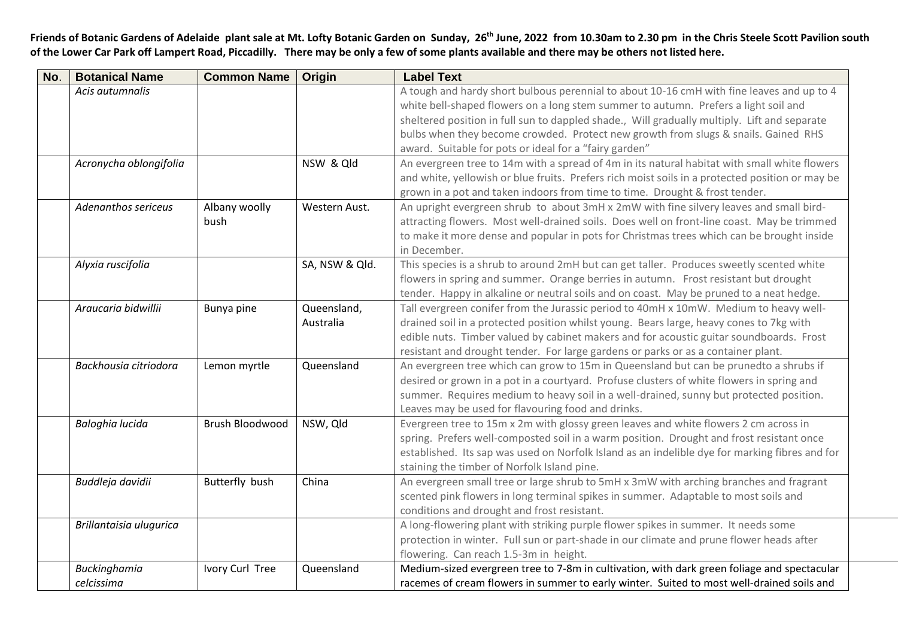**Friends of Botanic Gardens of Adelaide plant sale at Mt. Lofty Botanic Garden on Sunday, 26th June, 2022 from 10.30am to 2.30 pm in the Chris Steele Scott Pavilion south of the Lower Car Park off Lampert Road, Piccadilly. There may be only a few of some plants available and there may be others not listed here.**

| No. | Botanical Name | Common Name | Origin | Label Text |
|---|---|---|---|---|
| | *Acis autumnalis* | | | A tough and hardy short bulbous perennial to about 10-16 cmH with fine leaves and up to 4 white bell-shaped flowers on a long stem summer to autumn. Prefers a light soil and sheltered position in full sun to dappled shade., Will gradually multiply. Lift and separate bulbs when they become crowded. Protect new growth from slugs & snails. Gained RHS award. Suitable for pots or ideal for a "fairy garden" |
| | *Acronycha oblongifolia* | | NSW & Qld | An evergreen tree to 14m with a spread of 4m in its natural habitat with small white flowers and white, yellowish or blue fruits. Prefers rich moist soils in a protected position or may be grown in a pot and taken indoors from time to time. Drought & frost tender. |
| | *Adenanthos sericeus* | Albany woolly bush | Western Aust. | An upright evergreen shrub to about 3mH x 2mW with fine silvery leaves and small bird-attracting flowers. Most well-drained soils. Does well on front-line coast. May be trimmed to make it more dense and popular in pots for Christmas trees which can be brought inside in December. |
| | *Alyxia ruscifolia* | | SA, NSW & Qld. | This species is a shrub to around 2mH but can get taller. Produces sweetly scented white flowers in spring and summer. Orange berries in autumn. Frost resistant but drought tender. Happy in alkaline or neutral soils and on coast. May be pruned to a neat hedge. |
| | *Araucaria bidwillii* | Bunya pine | Queensland, Australia | Tall evergreen conifer from the Jurassic period to 40mH x 10mW. Medium to heavy well-drained soil in a protected position whilst young. Bears large, heavy cones to 7kg with edible nuts. Timber valued by cabinet makers and for acoustic guitar soundboards. Frost resistant and drought tender. For large gardens or parks or as a container plant. |
| | *Backhousia citriodora* | Lemon myrtle | Queensland | An evergreen tree which can grow to 15m in Queensland but can be prunedto a shrubs if desired or grown in a pot in a courtyard. Profuse clusters of white flowers in spring and summer. Requires medium to heavy soil in a well-drained, sunny but protected position. Leaves may be used for flavouring food and drinks. |
| | *Baloghia lucida* | Brush Bloodwood | NSW, Qld | Evergreen tree to 15m x 2m with glossy green leaves and white flowers 2 cm across in spring. Prefers well-composted soil in a warm position. Drought and frost resistant once established. Its sap was used on Norfolk Island as an indelible dye for marking fibres and for staining the timber of Norfolk Island pine. |
| | *Buddleja davidii* | Butterfly bush | China | An evergreen small tree or large shrub to 5mH x 3mW with arching branches and fragrant scented pink flowers in long terminal spikes in summer. Adaptable to most soils and conditions and drought and frost resistant. |
| | *Brillantaisia ulugurica* | | | A long-flowering plant with striking purple flower spikes in summer. It needs some protection in winter. Full sun or part-shade in our climate and prune flower heads after flowering. Can reach 1.5-3m in height. |
| | *Buckinghamia celcissima* | Ivory Curl Tree | Queensland | Medium-sized evergreen tree to 7-8m in cultivation, with dark green foliage and spectacular racemes of cream flowers in summer to early winter. Suited to most well-drained soils and |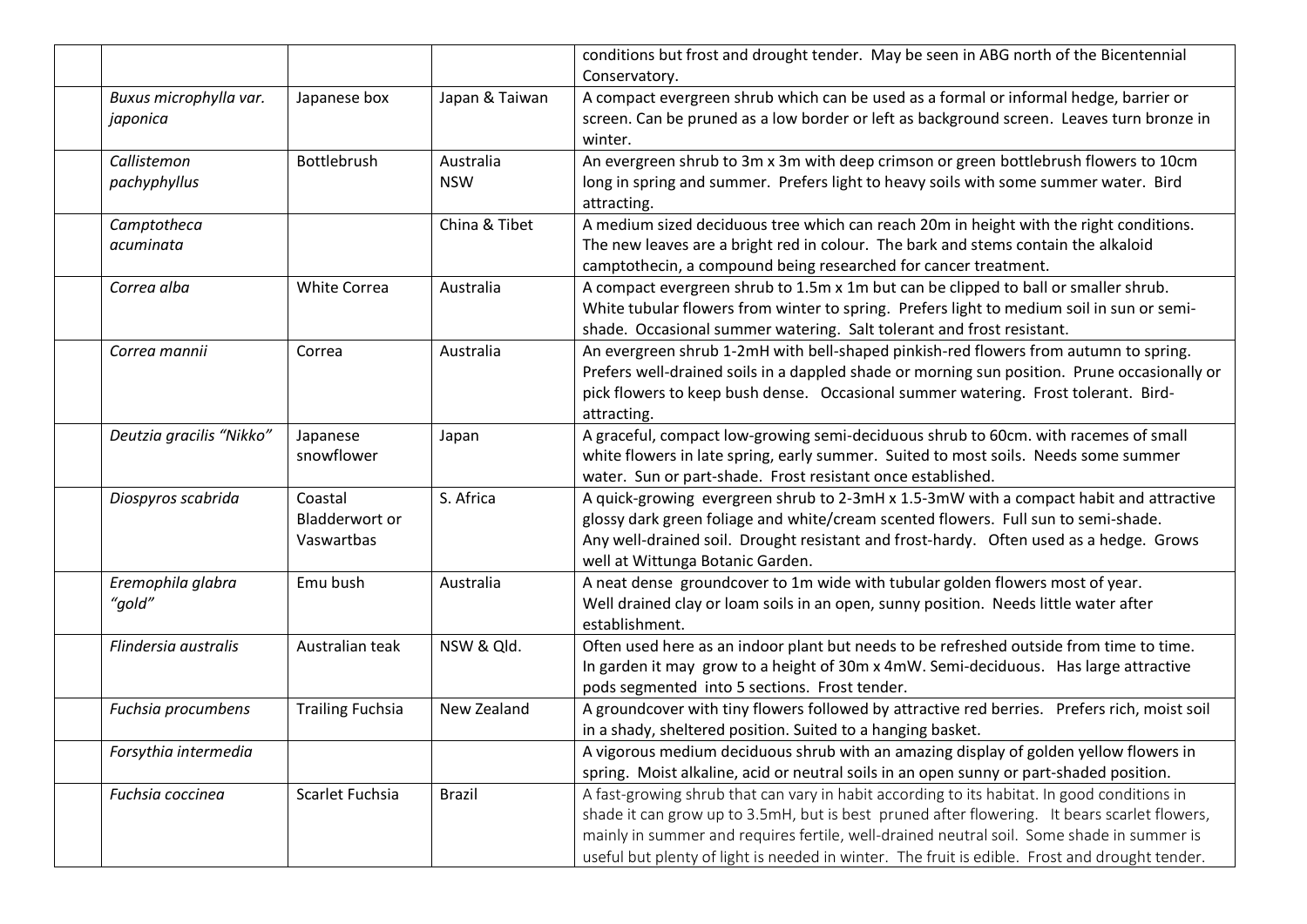| | | | | |
|---|---|---|---|---|
| | | | | conditions but frost and drought tender. May be seen in ABG north of the Bicentennial Conservatory. |
| | *Buxus microphylla var. japonica* | Japanese box | Japan & Taiwan | A compact evergreen shrub which can be used as a formal or informal hedge, barrier or screen. Can be pruned as a low border or left as background screen. Leaves turn bronze in winter. |
| | *Callistemon pachyphyllus* | Bottlebrush | Australia NSW | An evergreen shrub to 3m x 3m with deep crimson or green bottlebrush flowers to 10cm long in spring and summer. Prefers light to heavy soils with some summer water. Bird attracting. |
| | *Camptotheca acuminata* | | China & Tibet | A medium sized deciduous tree which can reach 20m in height with the right conditions. The new leaves are a bright red in colour. The bark and stems contain the alkaloid camptothecin, a compound being researched for cancer treatment. |
| | *Correa alba* | White Correa | Australia | A compact evergreen shrub to 1.5m x 1m but can be clipped to ball or smaller shrub. White tubular flowers from winter to spring. Prefers light to medium soil in sun or semi-shade. Occasional summer watering. Salt tolerant and frost resistant. |
| | *Correa mannii* | Correa | Australia | An evergreen shrub 1-2mH with bell-shaped pinkish-red flowers from autumn to spring. Prefers well-drained soils in a dappled shade or morning sun position. Prune occasionally or pick flowers to keep bush dense. Occasional summer watering. Frost tolerant. Bird-attracting. |
| | *Deutzia gracilis "Nikko"* | Japanese snowflower | Japan | A graceful, compact low-growing semi-deciduous shrub to 60cm. with racemes of small white flowers in late spring, early summer. Suited to most soils. Needs some summer water. Sun or part-shade. Frost resistant once established. |
| | *Diospyros scabrida* | Coastal Bladderwort or Vaswartbas | S. Africa | A quick-growing evergreen shrub to 2-3mH x 1.5-3mW with a compact habit and attractive glossy dark green foliage and white/cream scented flowers. Full sun to semi-shade. Any well-drained soil. Drought resistant and frost-hardy. Often used as a hedge. Grows well at Wittunga Botanic Garden. |
| | *Eremophila glabra "gold"* | Emu bush | Australia | A neat dense groundcover to 1m wide with tubular golden flowers most of year. Well drained clay or loam soils in an open, sunny position. Needs little water after establishment. |
| | *Flindersia australis* | Australian teak | NSW & Qld. | Often used here as an indoor plant but needs to be refreshed outside from time to time. In garden it may grow to a height of 30m x 4mW. Semi-deciduous. Has large attractive pods segmented into 5 sections. Frost tender. |
| | *Fuchsia procumbens* | Trailing Fuchsia | New Zealand | A groundcover with tiny flowers followed by attractive red berries. Prefers rich, moist soil in a shady, sheltered position. Suited to a hanging basket. |
| | *Forsythia intermedia* | | | A vigorous medium deciduous shrub with an amazing display of golden yellow flowers in spring. Moist alkaline, acid or neutral soils in an open sunny or part-shaded position. |
| | *Fuchsia coccinea* | Scarlet Fuchsia | Brazil | A fast-growing shrub that can vary in habit according to its habitat. In good conditions in shade it can grow up to 3.5mH, but is best pruned after flowering. It bears scarlet flowers, mainly in summer and requires fertile, well-drained neutral soil. Some shade in summer is useful but plenty of light is needed in winter. The fruit is edible. Frost and drought tender. |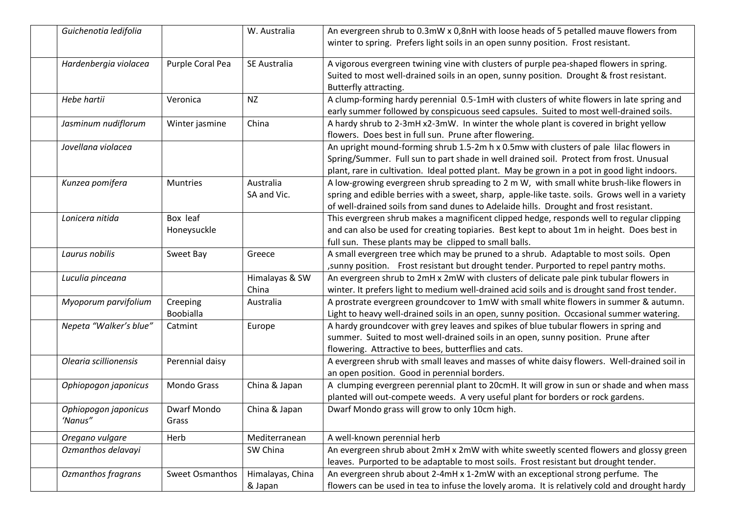| | | | | |
|---|---|---|---|---|
| | *Guichenotia ledifolia* | | W. Australia | An evergreen shrub to 0.3mW x 0,8nH with loose heads of 5 petalled mauve flowers from winter to spring. Prefers light soils in an open sunny position. Frost resistant. |
| | *Hardenbergia violacea* | Purple Coral Pea | SE Australia | A vigorous evergreen twining vine with clusters of purple pea-shaped flowers in spring. Suited to most well-drained soils in an open, sunny position. Drought & frost resistant. Butterfly attracting. |
| | *Hebe hartii* | Veronica | NZ | A clump-forming hardy perennial 0.5-1mH with clusters of white flowers in late spring and early summer followed by conspicuous seed capsules. Suited to most well-drained soils. |
| | *Jasminum nudiflorum* | Winter jasmine | China | A hardy shrub to 2-3mH x2-3mW. In winter the whole plant is covered in bright yellow flowers. Does best in full sun. Prune after flowering. |
| | *Jovellana violacea* | | | An upright mound-forming shrub 1.5-2m h x 0.5mw with clusters of pale lilac flowers in Spring/Summer. Full sun to part shade in well drained soil. Protect from frost. Unusual plant, rare in cultivation. Ideal potted plant. May be grown in a pot in good light indoors. |
| | *Kunzea pomifera* | Muntries | Australia SA and Vic. | A low-growing evergreen shrub spreading to 2 m W, with small white brush-like flowers in spring and edible berries with a sweet, sharp, apple-like taste. soils. Grows well in a variety of well-drained soils from sand dunes to Adelaide hills. Drought and frost resistant. |
| | *Lonicera nitida* | Box leaf Honeysuckle | | This evergreen shrub makes a magnificent clipped hedge, responds well to regular clipping and can also be used for creating topiaries. Best kept to about 1m in height. Does best in full sun. These plants may be clipped to small balls. |
| | *Laurus nobilis* | Sweet Bay | Greece | A small evergreen tree which may be pruned to a shrub. Adaptable to most soils. Open ,sunny position. Frost resistant but drought tender. Purported to repel pantry moths. |
| | *Luculia pinceana* | | Himalayas & SW China | An evergreen shrub to 2mH x 2mW with clusters of delicate pale pink tubular flowers in winter. It prefers light to medium well-drained acid soils and is drought sand frost tender. |
| | *Myoporum parvifolium* | Creeping Boobialla | Australia | A prostrate evergreen groundcover to 1mW with small white flowers in summer & autumn. Light to heavy well-drained soils in an open, sunny position. Occasional summer watering. |
| | *Nepeta "Walker's blue"* | Catmint | Europe | A hardy groundcover with grey leaves and spikes of blue tubular flowers in spring and summer. Suited to most well-drained soils in an open, sunny position. Prune after flowering. Attractive to bees, butterflies and cats. |
| | *Olearia scillionensis* | Perennial daisy | | A evergreen shrub with small leaves and masses of white daisy flowers. Well-drained soil in an open position. Good in perennial borders. |
| | *Ophiopogon japonicus* | Mondo Grass | China & Japan | A clumping evergreen perennial plant to 20cmH. It will grow in sun or shade and when mass planted will out-compete weeds. A very useful plant for borders or rock gardens. |
| | *Ophiopogon japonicus "Nanus"* | Dwarf Mondo Grass | China & Japan | Dwarf Mondo grass will grow to only 10cm high. |
| | *Oregano vulgare* | Herb | Mediterranean | A well-known perennial herb |
| | *Ozmanthos delavayi* | | SW China | An evergreen shrub about 2mH x 2mW with white sweetly scented flowers and glossy green leaves. Purported to be adaptable to most soils. Frost resistant but drought tender. |
| | *Ozmanthos fragrans* | Sweet Osmanthos | Himalayas, China & Japan | An evergreen shrub about 2-4mH x 1-2mW with an exceptional strong perfume. The flowers can be used in tea to infuse the lovely aroma. It is relatively cold and drought hardy |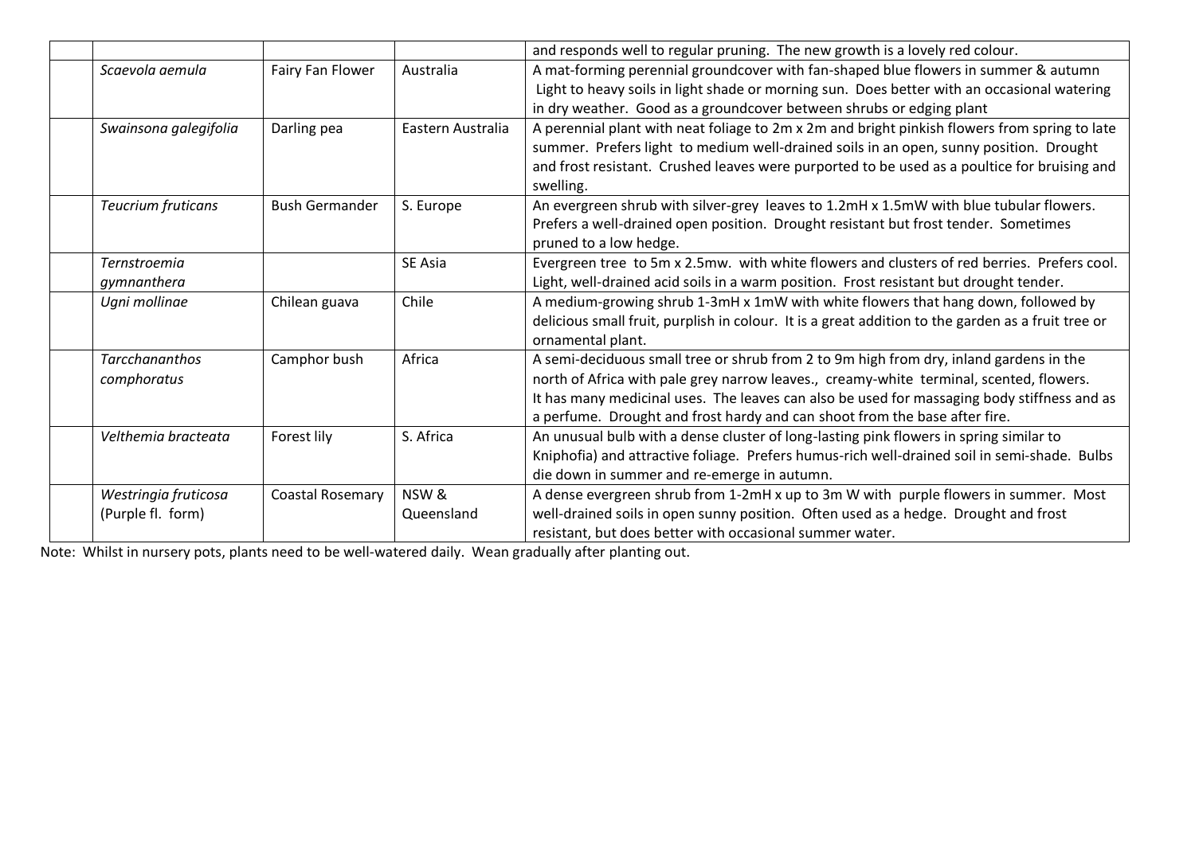| | | | | |
|---|---|---|---|---|
| | | | | and responds well to regular pruning. The new growth is a lovely red colour. |
| | *Scaevola aemula* | Fairy Fan Flower | Australia | A mat-forming perennial groundcover with fan-shaped blue flowers in summer & autumn Light to heavy soils in light shade or morning sun. Does better with an occasional watering in dry weather. Good as a groundcover between shrubs or edging plant |
| | *Swainsona galegifolia* | Darling pea | Eastern Australia | A perennial plant with neat foliage to 2m x 2m and bright pinkish flowers from spring to late summer. Prefers light to medium well-drained soils in an open, sunny position. Drought and frost resistant. Crushed leaves were purported to be used as a poultice for bruising and swelling. |
| | *Teucrium fruticans* | Bush Germander | S. Europe | An evergreen shrub with silver-grey leaves to 1.2mH x 1.5mW with blue tubular flowers. Prefers a well-drained open position. Drought resistant but frost tender. Sometimes pruned to a low hedge. |
| | *Ternstroemia gymnanthera* | | SE Asia | Evergreen tree to 5m x 2.5mw. with white flowers and clusters of red berries. Prefers cool. Light, well-drained acid soils in a warm position. Frost resistant but drought tender. |
| | *Ugni mollinae* | Chilean guava | Chile | A medium-growing shrub 1-3mH x 1mW with white flowers that hang down, followed by delicious small fruit, purplish in colour. It is a great addition to the garden as a fruit tree or ornamental plant. |
| | *Tarcchananthos comphoratus* | Camphor bush | Africa | A semi-deciduous small tree or shrub from 2 to 9m high from dry, inland gardens in the north of Africa with pale grey narrow leaves., creamy-white terminal, scented, flowers. It has many medicinal uses. The leaves can also be used for massaging body stiffness and as a perfume. Drought and frost hardy and can shoot from the base after fire. |
| | *Velthemia bracteata* | Forest lily | S. Africa | An unusual bulb with a dense cluster of long-lasting pink flowers in spring similar to Kniphofia) and attractive foliage. Prefers humus-rich well-drained soil in semi-shade. Bulbs die down in summer and re-emerge in autumn. |
| | *Westringia fruticosa* (Purple fl. form) | Coastal Rosemary | NSW & Queensland | A dense evergreen shrub from 1-2mH x up to 3m W with purple flowers in summer. Most well-drained soils in open sunny position. Often used as a hedge. Drought and frost resistant, but does better with occasional summer water. |

Note: Whilst in nursery pots, plants need to be well-watered daily. Wean gradually after planting out.